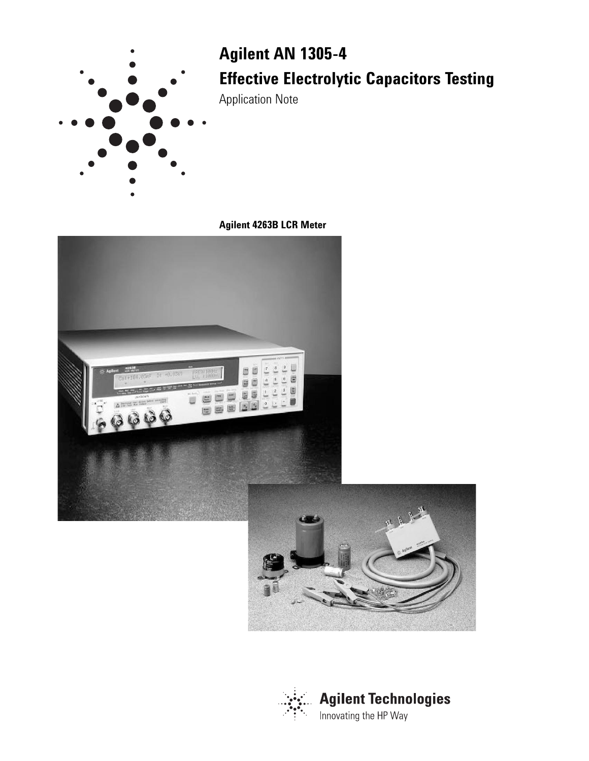# Agilent AN 1305-4

# Effective Electrolytic Capacitors Testing

Application Note

**Agilent 4263B LCR Meter**

**Agilent Technologies**

Innovating the HP Way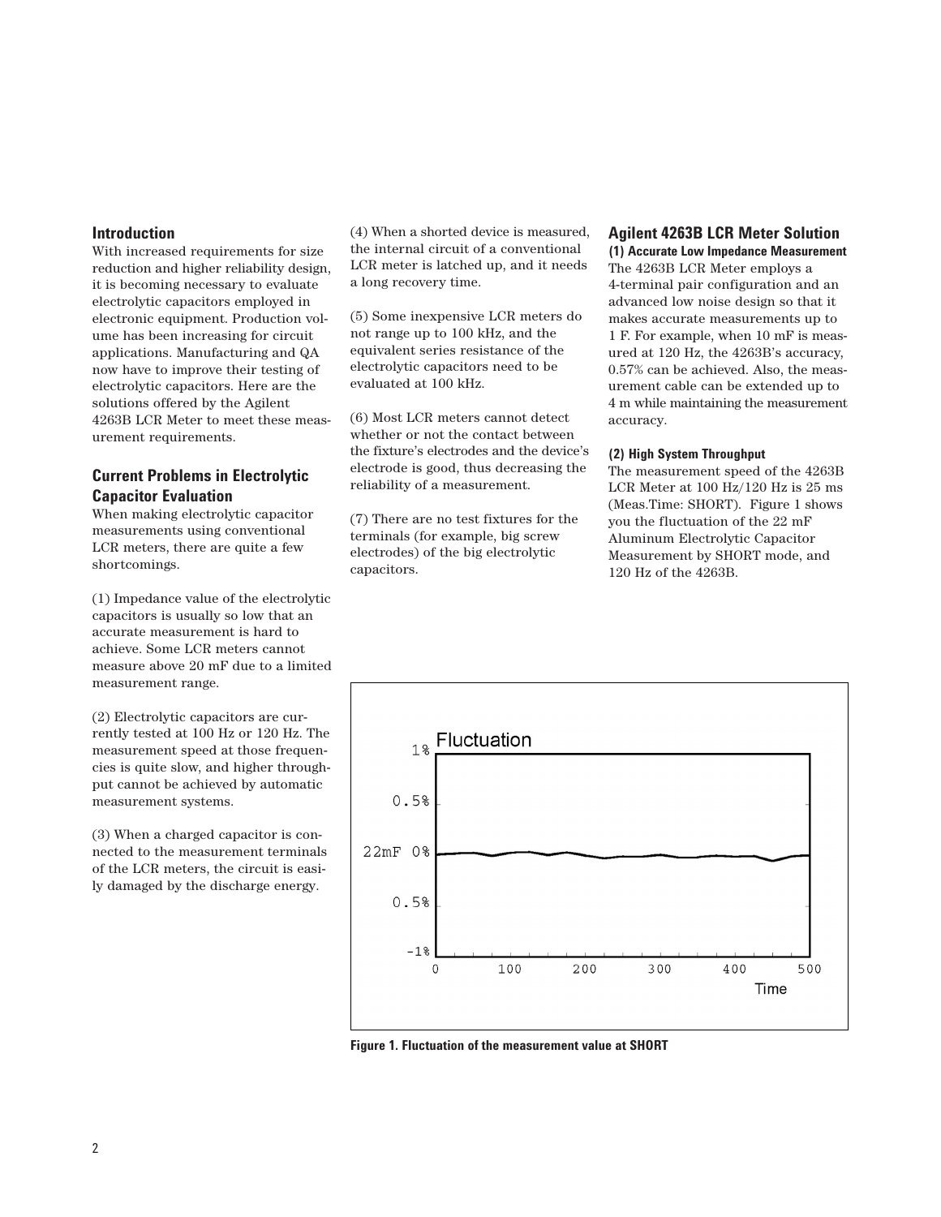## Introduction

With increased requirements for size reduction and higher reliability design, it is becoming necessary to evaluate electrolytic capacitors employed in electronic equipment. Production volume has been increasing for circuit applications. Manufacturing and QA now have to improve their testing of electrolytic capacitors. Here are the solutions offered by the Agilent 4263B LCR Meter to meet these measurement requirements.

## Current Problems in Electrolytic Capacitor Evaluation

When making electrolytic capacitor measurements using conventional LCR meters, there are quite a few shortcomings.

(1) Impedance value of the electrolytic capacitors is usually so low that an accurate measurement is hard to achieve. Some LCR meters cannot measure above 20 mF due to a limited measurement range.

(2) Electrolytic capacitors are currently tested at 100 Hz or 120 Hz. The measurement speed at those frequencies is quite slow, and higher throughput cannot be achieved by automatic measurement systems.

(3) When a charged capacitor is connected to the measurement terminals of the LCR meters, the circuit is easily damaged by the discharge energy.

(4) When a shorted device is measured, the internal circuit of a conventional LCR meter is latched up, and it needs a long recovery time.

(5) Some inexpensive LCR meters do not range up to 100 kHz, and the equivalent series resistance of the electrolytic capacitors need to be evaluated at 100 kHz.

(6) Most LCR meters cannot detect whether or not the contact between the fixture's electrodes and the device's electrode is good, thus decreasing the reliability of a measurement.

(7) There are no test fixtures for the terminals (for example, big screw electrodes) of the big electrolytic capacitors.

## Agilent 4263B LCR Meter Solution

### (1) Accurate Low Impedance Measurement

The 4263B LCR Meter employs a 4-terminal pair configuration and an advanced low noise design so that it makes accurate measurements up to 1 F. For example, when 10 mF is measured at 120 Hz, the 4263B's accuracy, 0.57% can be achieved. Also, the measurement cable can be extended up to 4 m while maintaining the measurement accuracy.

### (2) High System Throughput

The measurement speed of the 4263B LCR Meter at 100 Hz/120 Hz is 25 ms (Meas.Time: SHORT). Figure 1 shows you the fluctuation of the 22 mF Aluminum Electrolytic Capacitor Measurement by SHORT mode, and 120 Hz of the 4263B.

**Figure 1. Fluctuation of the measurement value at SHORT**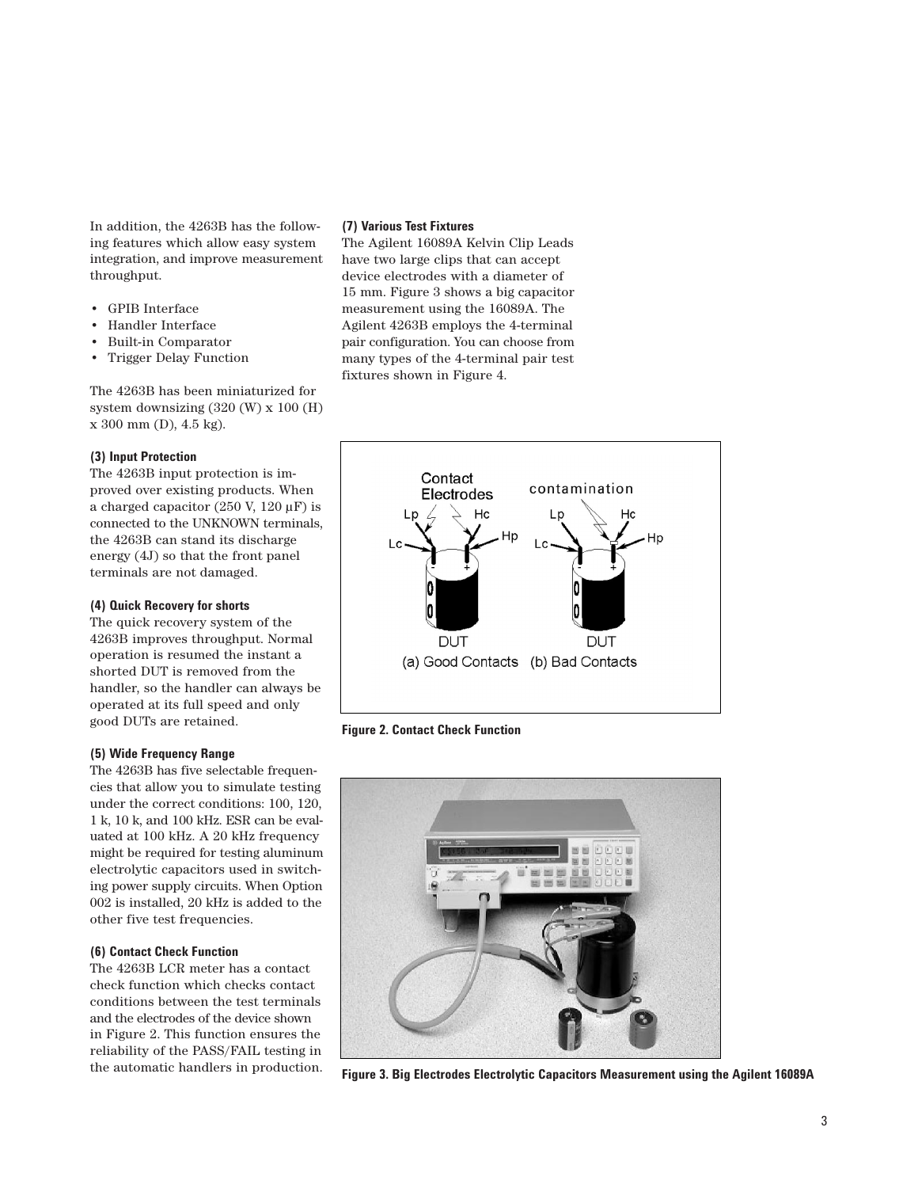In addition, the 4263B has the following features which allow easy system integration, and improve measurement throughput.

- GPIB Interface
- Handler Interface
- Built-in Comparator
- Trigger Delay Function

The 4263B has been miniaturized for system downsizing (320 (W) x 100 (H) x 300 mm (D), 4.5 kg).

### (3) Input Protection

The 4263B input protection is improved over existing products. When a charged capacitor (250 V, 120 μF) is connected to the UNKNOWN terminals, the 4263B can stand its discharge energy (4J) so that the front panel terminals are not damaged.

### (4) Quick Recovery for shorts

The quick recovery system of the 4263B improves throughput. Normal operation is resumed the instant a shorted DUT is removed from the handler, so the handler can always be operated at its full speed and only good DUTs are retained.

### (5) Wide Frequency Range

The 4263B has five selectable frequencies that allow you to simulate testing under the correct conditions: 100, 120, 1 k, 10 k, and 100 kHz. ESR can be evaluated at 100 kHz. A 20 kHz frequency might be required for testing aluminum electrolytic capacitors used in switching power supply circuits. When Option 002 is installed, 20 kHz is added to the other five test frequencies.

### (6) Contact Check Function

The 4263B LCR meter has a contact check function which checks contact conditions between the test terminals and the electrodes of the device shown in Figure 2. This function ensures the reliability of the PASS/FAIL testing in the automatic handlers in production.

### (7) Various Test Fixtures

The Agilent 16089A Kelvin Clip Leads have two large clips that can accept device electrodes with a diameter of 15 mm. Figure 3 shows a big capacitor measurement using the 16089A. The Agilent 4263B employs the 4-terminal pair configuration. You can choose from many types of the 4-terminal pair test fixtures shown in Figure 4.

**Figure 2. Contact Check Function**

**Figure 3. Big Electrodes Electrolytic Capacitors Measurement using the Agilent 16089A**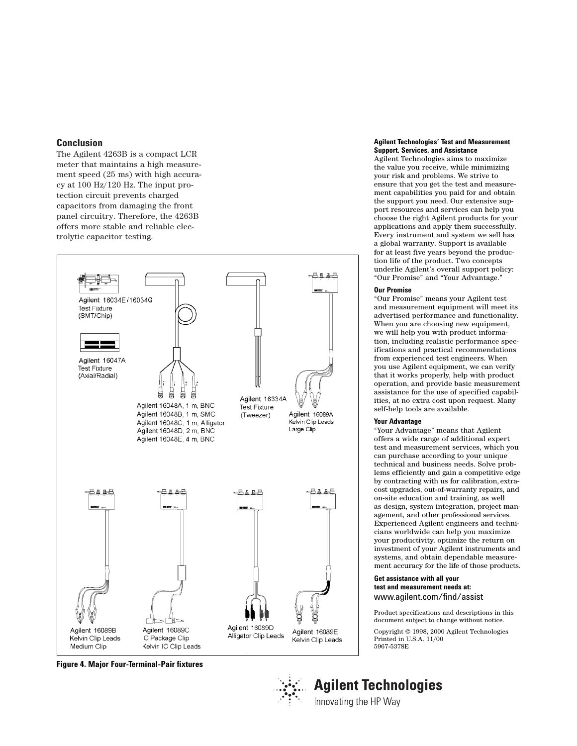## Conclusion

The Agilent 4263B is a compact LCR meter that maintains a high measurement speed (25 ms) with high accuracy at 100 Hz/120 Hz. The input protection circuit prevents charged capacitors from damaging the front panel circuitry. Therefore, the 4263B offers more stable and reliable electrolytic capacitor testing.

Agilent 16034E/16034G
Test Fixture
(SMT/Chip)

Agilent 16047A
Test Fixture
(Axial/Radial)

Agilent 16048A, 1 m, BNC
Agilent 16048B, 1 m, SMC
Agilent 16048C, 1 m, Alligator
Agilent 16048D, 2 m, BNC
Agilent 16048E, 4 m, BNC

Agilent 16334A
Test Fixture
(Tweezer)

Agilent 16089A
Kelvin Clip Leads
Large Clip

Agilent 16089B
Kelvin Clip Leads
Medium Clip

Agilent 16089C
IC Package Clip
Kelvin IC Clip Leads

Agilent 16089D
Alligator Clip Leads

Agilent 16089E
Kelvin Clip Leads

**Figure 4. Major Four-Terminal-Pair fixtures**

**Agilent Technologies' Test and Measurement Support, Services, and Assistance**

Agilent Technologies aims to maximize the value you receive, while minimizing your risk and problems. We strive to ensure that you get the test and measurement capabilities you paid for and obtain the support you need. Our extensive support resources and services can help you choose the right Agilent products for your applications and apply them successfully. Every instrument and system we sell has a global warranty. Support is available for at least five years beyond the production life of the product. Two concepts underlie Agilent's overall support policy: "Our Promise" and "Your Advantage."

**Our Promise**

"Our Promise" means your Agilent test and measurement equipment will meet its advertised performance and functionality. When you are choosing new equipment, we will help you with product information, including realistic performance specifications and practical recommendations from experienced test engineers. When you use Agilent equipment, we can verify that it works properly, help with product operation, and provide basic measurement assistance for the use of specified capabilities, at no extra cost upon request. Many self-help tools are available.

**Your Advantage**

"Your Advantage" means that Agilent offers a wide range of additional expert test and measurement services, which you can purchase according to your unique technical and business needs. Solve problems efficiently and gain a competitive edge by contracting with us for calibration, extra-cost upgrades, out-of-warranty repairs, and on-site education and training, as well as design, system integration, project management, and other professional services. Experienced Agilent engineers and technicians worldwide can help you maximize your productivity, optimize the return on investment of your Agilent instruments and systems, and obtain dependable measurement accuracy for the life of those products.

**Get assistance with all your test and measurement needs at:**
www.agilent.com/find/assist

Product specifications and descriptions in this document subject to change without notice.

Copyright © 1998, 2000 Agilent Technologies
Printed in U.S.A. 11/00
5967-5378E

**Agilent Technologies**
Innovating the HP Way